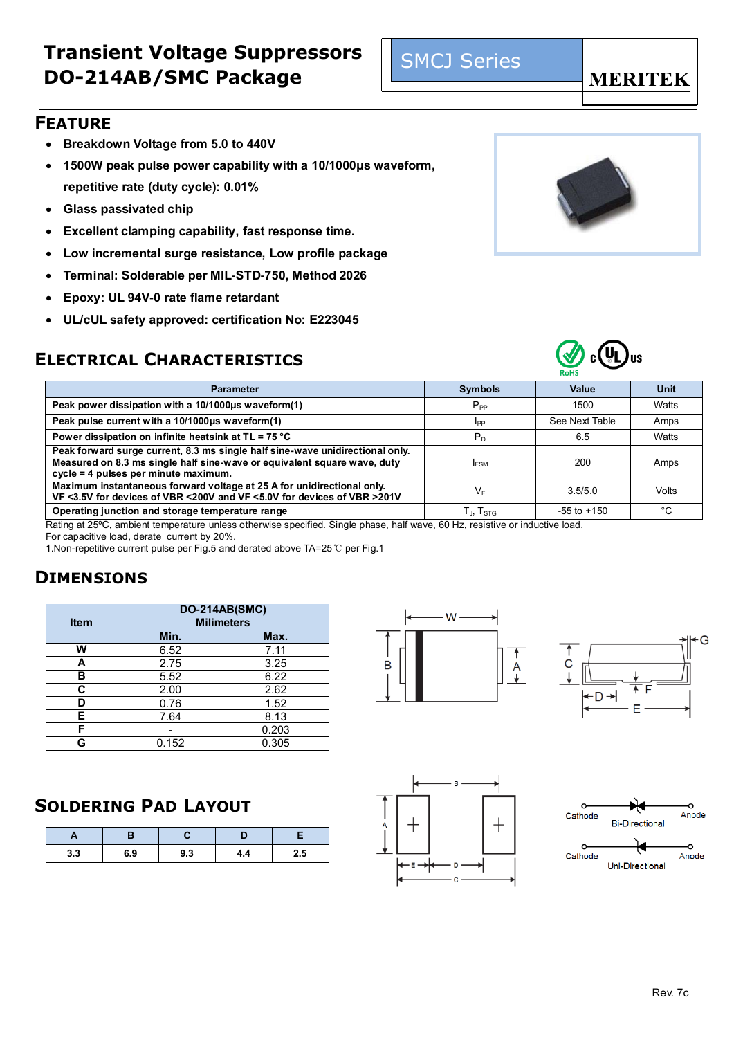# Transient Voltage Suppressors DO-214AB/SMC Package

SMCJ Series

MERITEK

## FEATURE

- Breakdown Voltage from 5.0 to 440V
- 1500W peak pulse power capability with a 10/1000μs waveform, repetitive rate (duty cycle): 0.01%
- Glass passivated chip
- Excellent clamping capability, fast response time.
- Low incremental surge resistance, Low profile package
- Terminal: Solderable per MIL-STD-750, Method 2026
- Epoxy: UL 94V-0 rate flame retardant
- UL/cUL safety approved: certification No: E223045

## ELECTRICAL CHARACTERISTICS

| Parameter | Symbols | Value | Unit |
|---|---|---|---|
| Peak power dissipation with a 10/1000μs waveform(1) | $P_{PP}$ | 1500 | Watts |
| Peak pulse current with a 10/1000μs waveform(1) | $I_{PP}$ | See Next Table | Amps |
| Power dissipation on infinite heatsink at TL = 75 °C | $P_D$ | 6.5 | Watts |
| Peak forward surge current, 8.3 ms single half sine-wave unidirectional only. Measured on 8.3 ms single half sine-wave or equivalent square wave, duty cycle = 4 pulses per minute maximum. | $I_{FSM}$ | 200 | Amps |
| Maximum instantaneous forward voltage at 25 A for unidirectional only. VF <3.5V for devices of VBR <200V and VF <5.0V for devices of VBR >201V | $V_F$ | 3.5/5.0 | Volts |
| Operating junction and storage temperature range | $T_J$, $T_{STG}$ | -55 to +150 | °C |

Rating at 25°C, ambient temperature unless otherwise specified. Single phase, half wave, 60 Hz, resistive or inductive load.
For capacitive load, derate current by 20%.
1.Non-repetitive current pulse per Fig.5 and derated above TA=25℃ per Fig.1

## DIMENSIONS

| Item | DO-214AB(SMC) Milimeters | |
|---|---|---|
| | Min. | Max. |
| W | 6.52 | 7.11 |
| A | 2.75 | 3.25 |
| B | 5.52 | 6.22 |
| C | 2.00 | 2.62 |
| D | 0.76 | 1.52 |
| E | 7.64 | 8.13 |
| F | - | 0.203 |
| G | 0.152 | 0.305 |

## SOLDERING PAD LAYOUT

| A | B | C | D | E |
|---|---|---|---|---|
| 3.3 | 6.9 | 9.3 | 4.4 | 2.5 |

Cathode — Bi-Directional — Anode

Cathode — Uni-Directional — Anode

Rev. 7c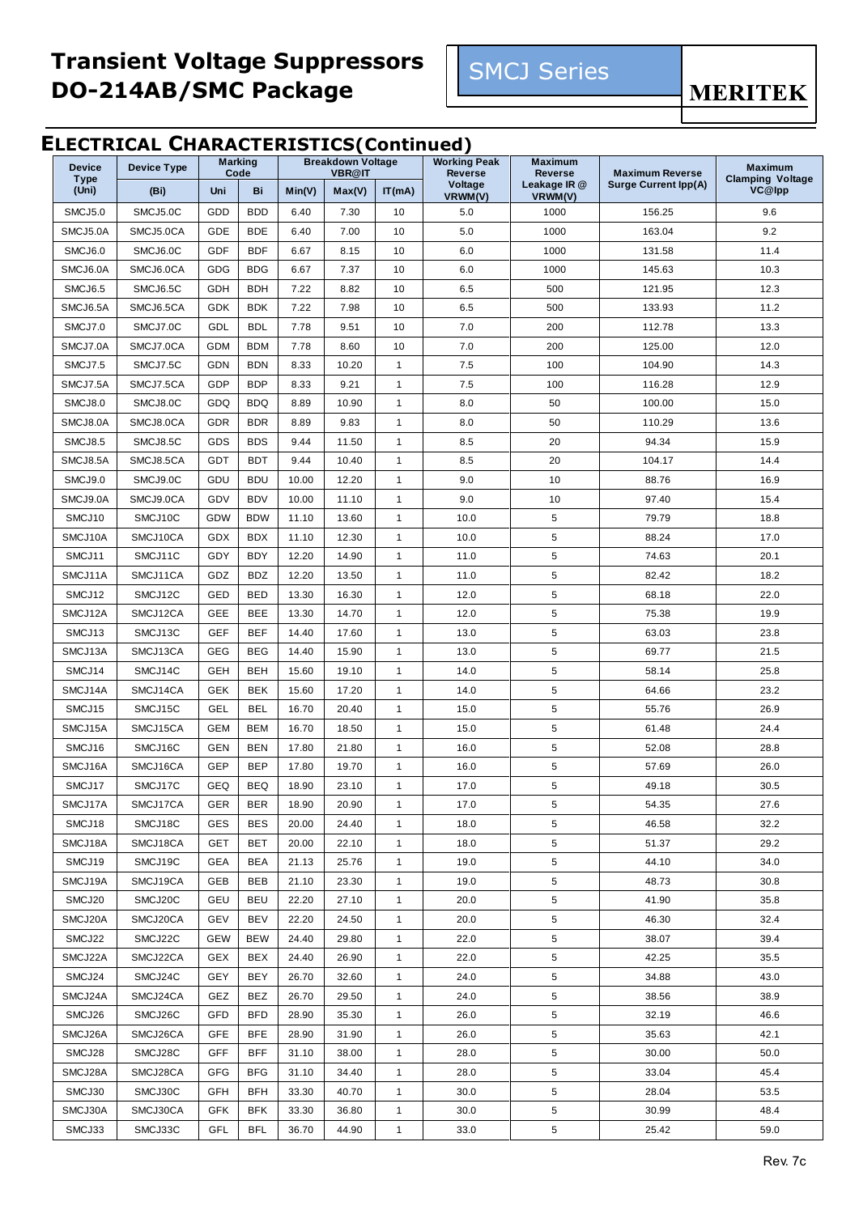# Transient Voltage Suppressors DO-214AB/SMC Package

SMCJ Series

MERITEK

## ELECTRICAL CHARACTERISTICS(Continued)

| Device Type (Uni) | Device Type (Bi) | Marking Code | | Breakdown Voltage VBR@IT | | | Working Peak Reverse Voltage VRWM(V) | Maximum Reverse Leakage IR @ VRWM(V) | Maximum Reverse Surge Current Ipp(A) | Maximum Clamping Voltage VC@Ipp |
|---|---|---|---|---|---|---|---|---|---|---|
| | | Uni | Bi | Min(V) | Max(V) | IT(mA) | | | | |
| SMCJ5.0 | SMCJ5.0C | GDD | BDD | 6.40 | 7.30 | 10 | 5.0 | 1000 | 156.25 | 9.6 |
| SMCJ5.0A | SMCJ5.0CA | GDE | BDE | 6.40 | 7.00 | 10 | 5.0 | 1000 | 163.04 | 9.2 |
| SMCJ6.0 | SMCJ6.0C | GDF | BDF | 6.67 | 8.15 | 10 | 6.0 | 1000 | 131.58 | 11.4 |
| SMCJ6.0A | SMCJ6.0CA | GDG | BDG | 6.67 | 7.37 | 10 | 6.0 | 1000 | 145.63 | 10.3 |
| SMCJ6.5 | SMCJ6.5C | GDH | BDH | 7.22 | 8.82 | 10 | 6.5 | 500 | 121.95 | 12.3 |
| SMCJ6.5A | SMCJ6.5CA | GDK | BDK | 7.22 | 7.98 | 10 | 6.5 | 500 | 133.93 | 11.2 |
| SMCJ7.0 | SMCJ7.0C | GDL | BDL | 7.78 | 9.51 | 10 | 7.0 | 200 | 112.78 | 13.3 |
| SMCJ7.0A | SMCJ7.0CA | GDM | BDM | 7.78 | 8.60 | 10 | 7.0 | 200 | 125.00 | 12.0 |
| SMCJ7.5 | SMCJ7.5C | GDN | BDN | 8.33 | 10.20 | 1 | 7.5 | 100 | 104.90 | 14.3 |
| SMCJ7.5A | SMCJ7.5CA | GDP | BDP | 8.33 | 9.21 | 1 | 7.5 | 100 | 116.28 | 12.9 |
| SMCJ8.0 | SMCJ8.0C | GDQ | BDQ | 8.89 | 10.90 | 1 | 8.0 | 50 | 100.00 | 15.0 |
| SMCJ8.0A | SMCJ8.0CA | GDR | BDR | 8.89 | 9.83 | 1 | 8.0 | 50 | 110.29 | 13.6 |
| SMCJ8.5 | SMCJ8.5C | GDS | BDS | 9.44 | 11.50 | 1 | 8.5 | 20 | 94.34 | 15.9 |
| SMCJ8.5A | SMCJ8.5CA | GDT | BDT | 9.44 | 10.40 | 1 | 8.5 | 20 | 104.17 | 14.4 |
| SMCJ9.0 | SMCJ9.0C | GDU | BDU | 10.00 | 12.20 | 1 | 9.0 | 10 | 88.76 | 16.9 |
| SMCJ9.0A | SMCJ9.0CA | GDV | BDV | 10.00 | 11.10 | 1 | 9.0 | 10 | 97.40 | 15.4 |
| SMCJ10 | SMCJ10C | GDW | BDW | 11.10 | 13.60 | 1 | 10.0 | 5 | 79.79 | 18.8 |
| SMCJ10A | SMCJ10CA | GDX | BDX | 11.10 | 12.30 | 1 | 10.0 | 5 | 88.24 | 17.0 |
| SMCJ11 | SMCJ11C | GDY | BDY | 12.20 | 14.90 | 1 | 11.0 | 5 | 74.63 | 20.1 |
| SMCJ11A | SMCJ11CA | GDZ | BDZ | 12.20 | 13.50 | 1 | 11.0 | 5 | 82.42 | 18.2 |
| SMCJ12 | SMCJ12C | GED | BED | 13.30 | 16.30 | 1 | 12.0 | 5 | 68.18 | 22.0 |
| SMCJ12A | SMCJ12CA | GEE | BEE | 13.30 | 14.70 | 1 | 12.0 | 5 | 75.38 | 19.9 |
| SMCJ13 | SMCJ13C | GEF | BEF | 14.40 | 17.60 | 1 | 13.0 | 5 | 63.03 | 23.8 |
| SMCJ13A | SMCJ13CA | GEG | BEG | 14.40 | 15.90 | 1 | 13.0 | 5 | 69.77 | 21.5 |
| SMCJ14 | SMCJ14C | GEH | BEH | 15.60 | 19.10 | 1 | 14.0 | 5 | 58.14 | 25.8 |
| SMCJ14A | SMCJ14CA | GEK | BEK | 15.60 | 17.20 | 1 | 14.0 | 5 | 64.66 | 23.2 |
| SMCJ15 | SMCJ15C | GEL | BEL | 16.70 | 20.40 | 1 | 15.0 | 5 | 55.76 | 26.9 |
| SMCJ15A | SMCJ15CA | GEM | BEM | 16.70 | 18.50 | 1 | 15.0 | 5 | 61.48 | 24.4 |
| SMCJ16 | SMCJ16C | GEN | BEN | 17.80 | 21.80 | 1 | 16.0 | 5 | 52.08 | 28.8 |
| SMCJ16A | SMCJ16CA | GEP | BEP | 17.80 | 19.70 | 1 | 16.0 | 5 | 57.69 | 26.0 |
| SMCJ17 | SMCJ17C | GEQ | BEQ | 18.90 | 23.10 | 1 | 17.0 | 5 | 49.18 | 30.5 |
| SMCJ17A | SMCJ17CA | GER | BER | 18.90 | 20.90 | 1 | 17.0 | 5 | 54.35 | 27.6 |
| SMCJ18 | SMCJ18C | GES | BES | 20.00 | 24.40 | 1 | 18.0 | 5 | 46.58 | 32.2 |
| SMCJ18A | SMCJ18CA | GET | BET | 20.00 | 22.10 | 1 | 18.0 | 5 | 51.37 | 29.2 |
| SMCJ19 | SMCJ19C | GEA | BEA | 21.13 | 25.76 | 1 | 19.0 | 5 | 44.10 | 34.0 |
| SMCJ19A | SMCJ19CA | GEB | BEB | 21.10 | 23.30 | 1 | 19.0 | 5 | 48.73 | 30.8 |
| SMCJ20 | SMCJ20C | GEU | BEU | 22.20 | 27.10 | 1 | 20.0 | 5 | 41.90 | 35.8 |
| SMCJ20A | SMCJ20CA | GEV | BEV | 22.20 | 24.50 | 1 | 20.0 | 5 | 46.30 | 32.4 |
| SMCJ22 | SMCJ22C | GEW | BEW | 24.40 | 29.80 | 1 | 22.0 | 5 | 38.07 | 39.4 |
| SMCJ22A | SMCJ22CA | GEX | BEX | 24.40 | 26.90 | 1 | 22.0 | 5 | 42.25 | 35.5 |
| SMCJ24 | SMCJ24C | GEY | BEY | 26.70 | 32.60 | 1 | 24.0 | 5 | 34.88 | 43.0 |
| SMCJ24A | SMCJ24CA | GEZ | BEZ | 26.70 | 29.50 | 1 | 24.0 | 5 | 38.56 | 38.9 |
| SMCJ26 | SMCJ26C | GFD | BFD | 28.90 | 35.30 | 1 | 26.0 | 5 | 32.19 | 46.6 |
| SMCJ26A | SMCJ26CA | GFE | BFE | 28.90 | 31.90 | 1 | 26.0 | 5 | 35.63 | 42.1 |
| SMCJ28 | SMCJ28C | GFF | BFF | 31.10 | 38.00 | 1 | 28.0 | 5 | 30.00 | 50.0 |
| SMCJ28A | SMCJ28CA | GFG | BFG | 31.10 | 34.40 | 1 | 28.0 | 5 | 33.04 | 45.4 |
| SMCJ30 | SMCJ30C | GFH | BFH | 33.30 | 40.70 | 1 | 30.0 | 5 | 28.04 | 53.5 |
| SMCJ30A | SMCJ30CA | GFK | BFK | 33.30 | 36.80 | 1 | 30.0 | 5 | 30.99 | 48.4 |
| SMCJ33 | SMCJ33C | GFL | BFL | 36.70 | 44.90 | 1 | 33.0 | 5 | 25.42 | 59.0 |

Rev. 7c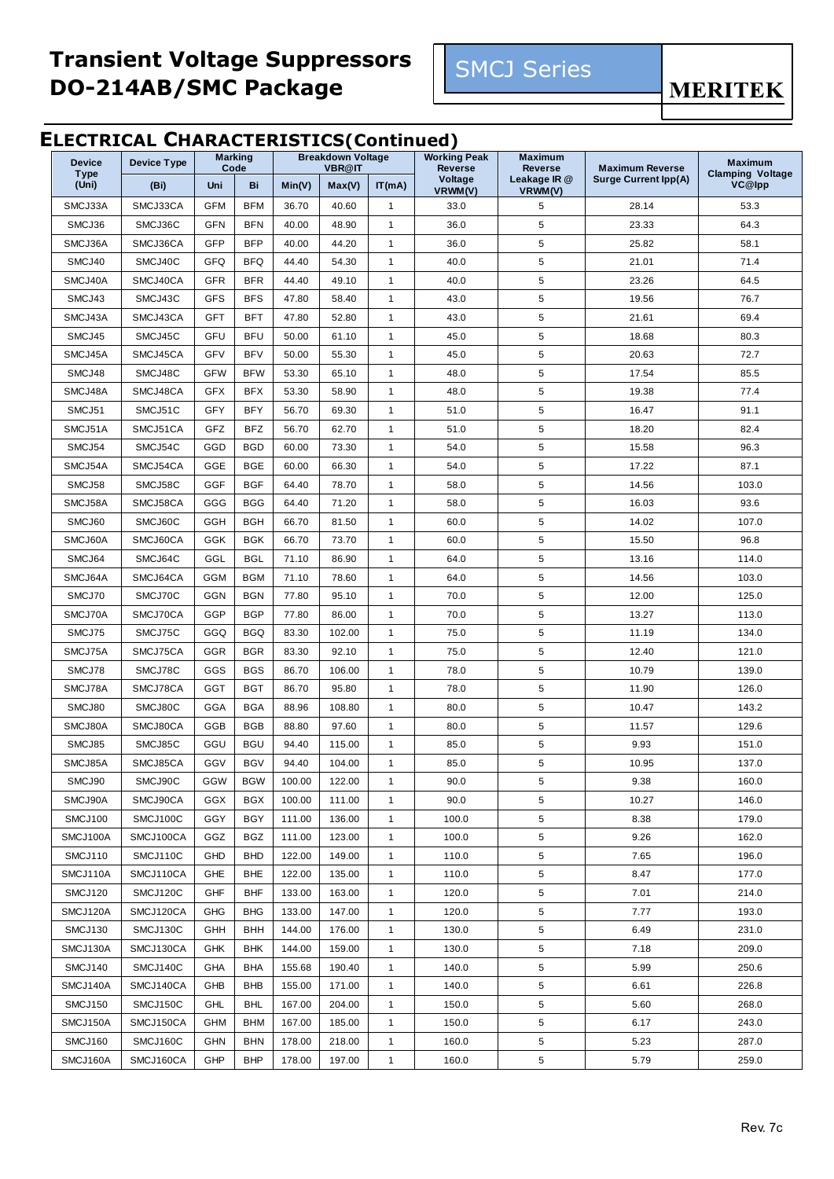# Transient Voltage Suppressors DO-214AB/SMC Package

SMCJ Series

MERITEK

## ELECTRICAL CHARACTERISTICS(Continued)

| Device Type (Uni) | Device Type (Bi) | Marking Code | | Breakdown Voltage VBR@IT | | | Working Peak Reverse Voltage VRWM(V) | Maximum Reverse Leakage IR @ VRWM(V) | Maximum Reverse Surge Current Ipp(A) | Maximum Clamping Voltage VC@Ipp |
|---|---|---|---|---|---|---|---|---|---|---|
| | | Uni | Bi | Min(V) | Max(V) | IT(mA) | | | | |
| SMCJ33A | SMCJ33CA | GFM | BFM | 36.70 | 40.60 | 1 | 33.0 | 5 | 28.14 | 53.3 |
| SMCJ36 | SMCJ36C | GFN | BFN | 40.00 | 48.90 | 1 | 36.0 | 5 | 23.33 | 64.3 |
| SMCJ36A | SMCJ36CA | GFP | BFP | 40.00 | 44.20 | 1 | 36.0 | 5 | 25.82 | 58.1 |
| SMCJ40 | SMCJ40C | GFQ | BFQ | 44.40 | 54.30 | 1 | 40.0 | 5 | 21.01 | 71.4 |
| SMCJ40A | SMCJ40CA | GFR | BFR | 44.40 | 49.10 | 1 | 40.0 | 5 | 23.26 | 64.5 |
| SMCJ43 | SMCJ43C | GFS | BFS | 47.80 | 58.40 | 1 | 43.0 | 5 | 19.56 | 76.7 |
| SMCJ43A | SMCJ43CA | GFT | BFT | 47.80 | 52.80 | 1 | 43.0 | 5 | 21.61 | 69.4 |
| SMCJ45 | SMCJ45C | GFU | BFU | 50.00 | 61.10 | 1 | 45.0 | 5 | 18.68 | 80.3 |
| SMCJ45A | SMCJ45CA | GFV | BFV | 50.00 | 55.30 | 1 | 45.0 | 5 | 20.63 | 72.7 |
| SMCJ48 | SMCJ48C | GFW | BFW | 53.30 | 65.10 | 1 | 48.0 | 5 | 17.54 | 85.5 |
| SMCJ48A | SMCJ48CA | GFX | BFX | 53.30 | 58.90 | 1 | 48.0 | 5 | 19.38 | 77.4 |
| SMCJ51 | SMCJ51C | GFY | BFY | 56.70 | 69.30 | 1 | 51.0 | 5 | 16.47 | 91.1 |
| SMCJ51A | SMCJ51CA | GFZ | BFZ | 56.70 | 62.70 | 1 | 51.0 | 5 | 18.20 | 82.4 |
| SMCJ54 | SMCJ54C | GGD | BGD | 60.00 | 73.30 | 1 | 54.0 | 5 | 15.58 | 96.3 |
| SMCJ54A | SMCJ54CA | GGE | BGE | 60.00 | 66.30 | 1 | 54.0 | 5 | 17.22 | 87.1 |
| SMCJ58 | SMCJ58C | GGF | BGF | 64.40 | 78.70 | 1 | 58.0 | 5 | 14.56 | 103.0 |
| SMCJ58A | SMCJ58CA | GGG | BGG | 64.40 | 71.20 | 1 | 58.0 | 5 | 16.03 | 93.6 |
| SMCJ60 | SMCJ60C | GGH | BGH | 66.70 | 81.50 | 1 | 60.0 | 5 | 14.02 | 107.0 |
| SMCJ60A | SMCJ60CA | GGK | BGK | 66.70 | 73.70 | 1 | 60.0 | 5 | 15.50 | 96.8 |
| SMCJ64 | SMCJ64C | GGL | BGL | 71.10 | 86.90 | 1 | 64.0 | 5 | 13.16 | 114.0 |
| SMCJ64A | SMCJ64CA | GGM | BGM | 71.10 | 78.60 | 1 | 64.0 | 5 | 14.56 | 103.0 |
| SMCJ70 | SMCJ70C | GGN | BGN | 77.80 | 95.10 | 1 | 70.0 | 5 | 12.00 | 125.0 |
| SMCJ70A | SMCJ70CA | GGP | BGP | 77.80 | 86.00 | 1 | 70.0 | 5 | 13.27 | 113.0 |
| SMCJ75 | SMCJ75C | GGQ | BGQ | 83.30 | 102.00 | 1 | 75.0 | 5 | 11.19 | 134.0 |
| SMCJ75A | SMCJ75CA | GGR | BGR | 83.30 | 92.10 | 1 | 75.0 | 5 | 12.40 | 121.0 |
| SMCJ78 | SMCJ78C | GGS | BGS | 86.70 | 106.00 | 1 | 78.0 | 5 | 10.79 | 139.0 |
| SMCJ78A | SMCJ78CA | GGT | BGT | 86.70 | 95.80 | 1 | 78.0 | 5 | 11.90 | 126.0 |
| SMCJ80 | SMCJ80C | GGA | BGA | 88.96 | 108.80 | 1 | 80.0 | 5 | 10.47 | 143.2 |
| SMCJ80A | SMCJ80CA | GGB | BGB | 88.80 | 97.60 | 1 | 80.0 | 5 | 11.57 | 129.6 |
| SMCJ85 | SMCJ85C | GGU | BGU | 94.40 | 115.00 | 1 | 85.0 | 5 | 9.93 | 151.0 |
| SMCJ85A | SMCJ85CA | GGV | BGV | 94.40 | 104.00 | 1 | 85.0 | 5 | 10.95 | 137.0 |
| SMCJ90 | SMCJ90C | GGW | BGW | 100.00 | 122.00 | 1 | 90.0 | 5 | 9.38 | 160.0 |
| SMCJ90A | SMCJ90CA | GGX | BGX | 100.00 | 111.00 | 1 | 90.0 | 5 | 10.27 | 146.0 |
| SMCJ100 | SMCJ100C | GGY | BGY | 111.00 | 136.00 | 1 | 100.0 | 5 | 8.38 | 179.0 |
| SMCJ100A | SMCJ100CA | GGZ | BGZ | 111.00 | 123.00 | 1 | 100.0 | 5 | 9.26 | 162.0 |
| SMCJ110 | SMCJ110C | GHD | BHD | 122.00 | 149.00 | 1 | 110.0 | 5 | 7.65 | 196.0 |
| SMCJ110A | SMCJ110CA | GHE | BHE | 122.00 | 135.00 | 1 | 110.0 | 5 | 8.47 | 177.0 |
| SMCJ120 | SMCJ120C | GHF | BHF | 133.00 | 163.00 | 1 | 120.0 | 5 | 7.01 | 214.0 |
| SMCJ120A | SMCJ120CA | GHG | BHG | 133.00 | 147.00 | 1 | 120.0 | 5 | 7.77 | 193.0 |
| SMCJ130 | SMCJ130C | GHH | BHH | 144.00 | 176.00 | 1 | 130.0 | 5 | 6.49 | 231.0 |
| SMCJ130A | SMCJ130CA | GHK | BHK | 144.00 | 159.00 | 1 | 130.0 | 5 | 7.18 | 209.0 |
| SMCJ140 | SMCJ140C | GHA | BHA | 155.68 | 190.40 | 1 | 140.0 | 5 | 5.99 | 250.6 |
| SMCJ140A | SMCJ140CA | GHB | BHB | 155.00 | 171.00 | 1 | 140.0 | 5 | 6.61 | 226.8 |
| SMCJ150 | SMCJ150C | GHL | BHL | 167.00 | 204.00 | 1 | 150.0 | 5 | 5.60 | 268.0 |
| SMCJ150A | SMCJ150CA | GHM | BHM | 167.00 | 185.00 | 1 | 150.0 | 5 | 6.17 | 243.0 |
| SMCJ160 | SMCJ160C | GHN | BHN | 178.00 | 218.00 | 1 | 160.0 | 5 | 5.23 | 287.0 |
| SMCJ160A | SMCJ160CA | GHP | BHP | 178.00 | 197.00 | 1 | 160.0 | 5 | 5.79 | 259.0 |

Rev. 7c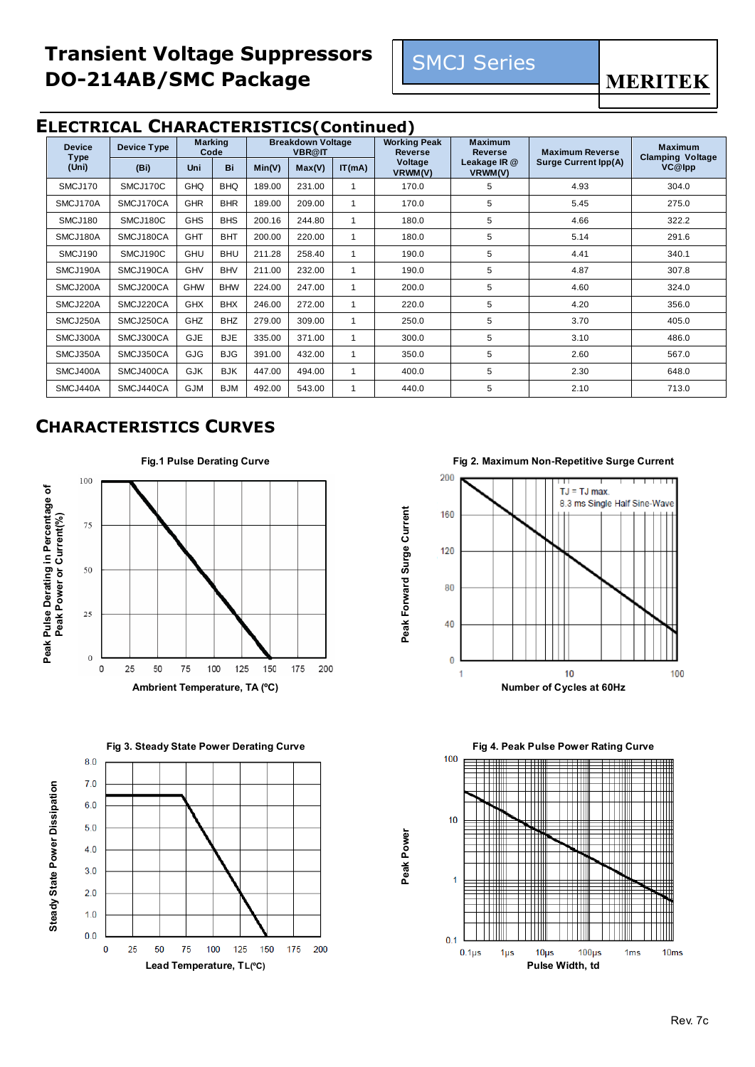# Transient Voltage Suppressors DO-214AB/SMC Package

SMCJ Series

MERITEK

## ELECTRICAL CHARACTERISTICS(Continued)

| Device Type (Uni) | Device Type | Marking Code | | Breakdown Voltage VBR@IT | | | Working Peak Reverse Voltage VRWM(V) | Maximum Reverse Leakage IR @ VRWM(V) | Maximum Reverse Surge Current Ipp(A) | Maximum Clamping Voltage VC@Ipp |
|---|---|---|---|---|---|---|---|---|---|---|
| | (Bi) | Uni | Bi | Min(V) | Max(V) | IT(mA) | | | | |
| SMCJ170 | SMCJ170C | GHQ | BHQ | 189.00 | 231.00 | 1 | 170.0 | 5 | 4.93 | 304.0 |
| SMCJ170A | SMCJ170CA | GHR | BHR | 189.00 | 209.00 | 1 | 170.0 | 5 | 5.45 | 275.0 |
| SMCJ180 | SMCJ180C | GHS | BHS | 200.16 | 244.80 | 1 | 180.0 | 5 | 4.66 | 322.2 |
| SMCJ180A | SMCJ180CA | GHT | BHT | 200.00 | 220.00 | 1 | 180.0 | 5 | 5.14 | 291.6 |
| SMCJ190 | SMCJ190C | GHU | BHU | 211.28 | 258.40 | 1 | 190.0 | 5 | 4.41 | 340.1 |
| SMCJ190A | SMCJ190CA | GHV | BHV | 211.00 | 232.00 | 1 | 190.0 | 5 | 4.87 | 307.8 |
| SMCJ200A | SMCJ200CA | GHW | BHW | 224.00 | 247.00 | 1 | 200.0 | 5 | 4.60 | 324.0 |
| SMCJ220A | SMCJ220CA | GHX | BHX | 246.00 | 272.00 | 1 | 220.0 | 5 | 4.20 | 356.0 |
| SMCJ250A | SMCJ250CA | GHZ | BHZ | 279.00 | 309.00 | 1 | 250.0 | 5 | 3.70 | 405.0 |
| SMCJ300A | SMCJ300CA | GJE | BJE | 335.00 | 371.00 | 1 | 300.0 | 5 | 3.10 | 486.0 |
| SMCJ350A | SMCJ350CA | GJG | BJG | 391.00 | 432.00 | 1 | 350.0 | 5 | 2.60 | 567.0 |
| SMCJ400A | SMCJ400CA | GJK | BJK | 447.00 | 494.00 | 1 | 400.0 | 5 | 2.30 | 648.0 |
| SMCJ440A | SMCJ440CA | GJM | BJM | 492.00 | 543.00 | 1 | 440.0 | 5 | 2.10 | 713.0 |

## CHARACTERISTICS CURVES

Fig.1 Pulse Derating Curve

Fig 2. Maximum Non-Repetitive Surge Current

Fig 3. Steady State Power Derating Curve

Fig 4. Peak Pulse Power Rating Curve

Rev. 7c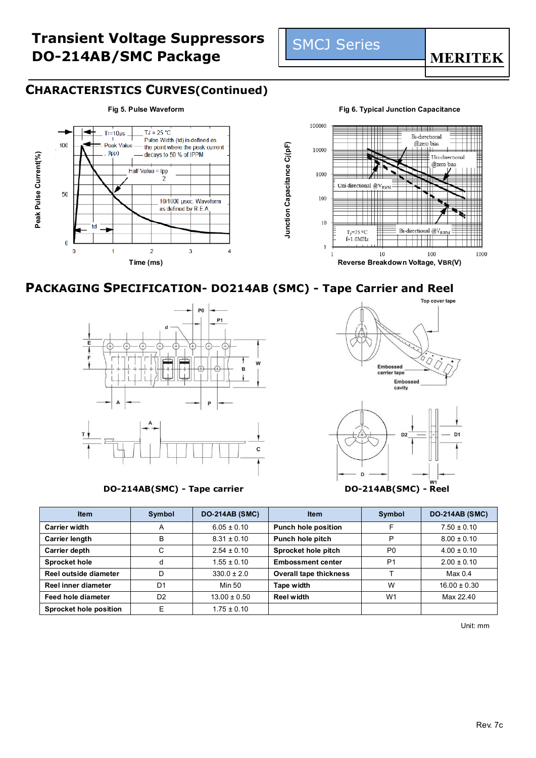# Transient Voltage Suppressors DO-214AB/SMC Package

SMCJ Series

MERITEK

## CHARACTERISTICS CURVES(Continued)

Fig 5. Pulse Waveform

Fig 6. Typical Junction Capacitance

## PACKAGING SPECIFICATION- DO214AB (SMC) - Tape Carrier and Reel

DO-214AB(SMC) - Tape carrier

DO-214AB(SMC) - Reel

| Item | Symbol | DO-214AB (SMC) | Item | Symbol | DO-214AB (SMC) |
|---|---|---|---|---|---|
| **Carrier width** | A | 6.05 ± 0.10 | **Punch hole position** | F | 7.50 ± 0.10 |
| **Carrier length** | B | 8.31 ± 0.10 | **Punch hole pitch** | P | 8.00 ± 0.10 |
| **Carrier depth** | C | 2.54 ± 0.10 | **Sprocket hole pitch** | P0 | 4.00 ± 0.10 |
| **Sprocket hole** | d | 1.55 ± 0.10 | **Embossment center** | P1 | 2.00 ± 0.10 |
| **Reel outside diameter** | D | 330.0 ± 2.0 | **Overall tape thickness** | T | Max 0.4 |
| **Reel inner diameter** | D1 | Min 50 | **Tape width** | W | 16.00 ± 0.30 |
| **Feed hole diameter** | D2 | 13.00 ± 0.50 | **Reel width** | W1 | Max 22.40 |
| **Sprocket hole position** | E | 1.75 ± 0.10 | | | |

Unit: mm

Rev. 7c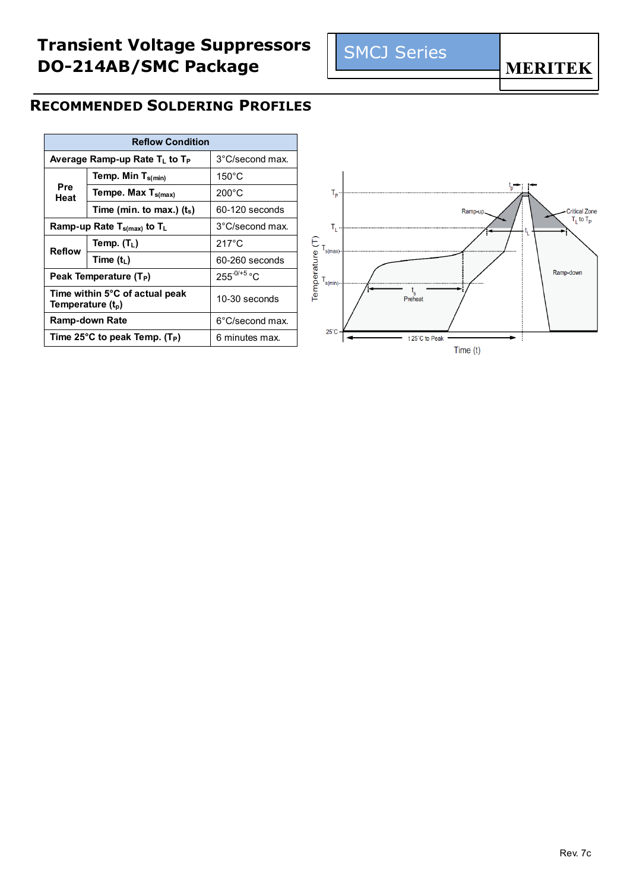# Transient Voltage Suppressors DO-214AB/SMC Package

SMCJ Series

MERITEK

## Recommended Soldering Profiles

| Reflow Condition | | |
|---|---|---|
| Average Ramp-up Rate $T_L$ to $T_P$ | | 3°C/second max. |
| Pre Heat | Temp. Min $T_{s(min)}$ | 150°C |
| | Tempe. Max $T_{s(max)}$ | 200°C |
| | Time (min. to max.) ($t_s$) | 60-120 seconds |
| Ramp-up Rate $T_{s(max)}$ to $T_L$ | | 3°C/second max. |
| Reflow | Temp. ($T_L$) | 217°C |
| | Time ($t_L$) | 60-260 seconds |
| Peak Temperature ($T_P$) | | $255^{-0/+5}$ °C |
| Time within 5°C of actual peak Temperature ($t_p$) | | 10-30 seconds |
| Ramp-down Rate | | 6°C/second max. |
| Time 25°C to peak Temp. ($T_P$) | | 6 minutes max. |

$t_P$
$T_P$
Ramp-up
Critical Zone
$T_L$ to $T_P$
$T_L$
$t_L$
$T_{s(max)}$
Temperature (T)
Ramp-down
$T_{s(min)}$
$t_s$
Preheat
25°C
t 25°C to Peak
Time (t)